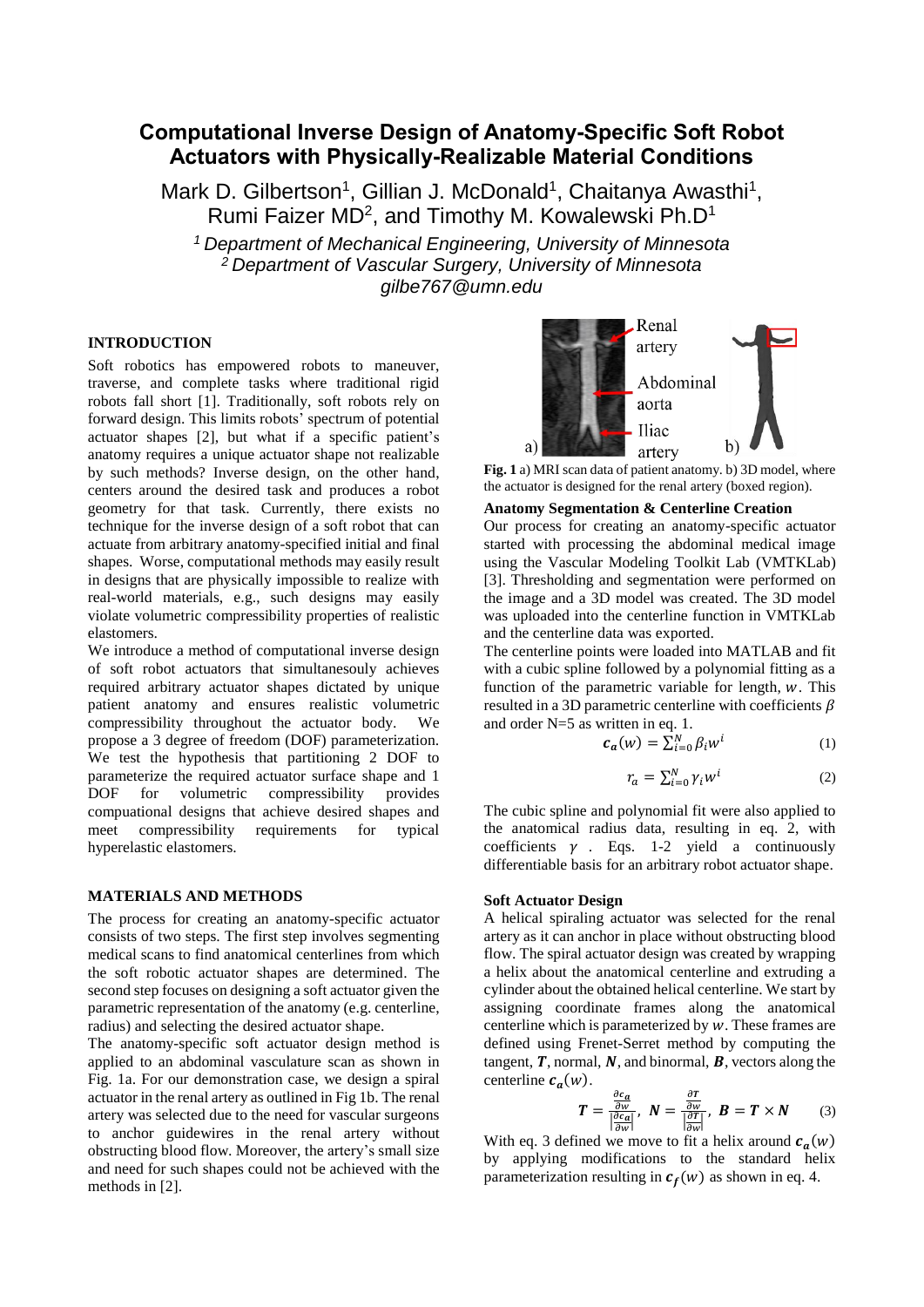# Computational Inverse Design of Anatomy-Specific Soft Robot Actuators with Physically-Realizable Material Conditions

Mark D. Gilbertson[1], Gillian J. McDonald[1], Chaitanya Awasthi[1], Rumi Faizer MD[2], and Timothy M. Kowalewski Ph.D[1]

[1] *Department of Mechanical Engineering, University of Minnesota*
[2] *Department of Vascular Surgery, University of Minnesota*
*gilbe767@umn.edu*

## INTRODUCTION

Soft robotics has empowered robots to maneuver, traverse, and complete tasks where traditional rigid robots fall short [1]. Traditionally, soft robots rely on forward design. This limits robots' spectrum of potential actuator shapes [2], but what if a specific patient's anatomy requires a unique actuator shape not realizable by such methods? Inverse design, on the other hand, centers around the desired task and produces a robot geometry for that task. Currently, there exists no technique for the inverse design of a soft robot that can actuate from arbitrary anatomy-specified initial and final shapes. Worse, computational methods may easily result in designs that are physically impossible to realize with real-world materials, e.g., such designs may easily violate volumetric compressibility properties of realistic elastomers.

We introduce a method of computational inverse design of soft robot actuators that simultanesouly achieves required arbitrary actuator shapes dictated by unique patient anatomy and ensures realistic volumetric compressibility throughout the actuator body. We propose a 3 degree of freedom (DOF) parameterization. We test the hypothesis that partitioning 2 DOF to parameterize the required actuator surface shape and 1 DOF for volumetric compressibility provides compuational designs that achieve desired shapes and meet compressibility requirements for typical hyperelastic elastomers.

## MATERIALS AND METHODS

The process for creating an anatomy-specific actuator consists of two steps. The first step involves segmenting medical scans to find anatomical centerlines from which the soft robotic actuator shapes are determined. The second step focuses on designing a soft actuator given the parametric representation of the anatomy (e.g. centerline, radius) and selecting the desired actuator shape.

The anatomy-specific soft actuator design method is applied to an abdominal vasculature scan as shown in Fig. 1a. For our demonstration case, we design a spiral actuator in the renal artery as outlined in Fig 1b. The renal artery was selected due to the need for vascular surgeons to anchor guidewires in the renal artery without obstructing blood flow. Moreover, the artery's small size and need for such shapes could not be achieved with the methods in [2].

**Fig. 1** a) MRI scan data of patient anatomy. b) 3D model, where the actuator is designed for the renal artery (boxed region).

### Anatomy Segmentation & Centerline Creation

Our process for creating an anatomy-specific actuator started with processing the abdominal medical image using the Vascular Modeling Toolkit Lab (VMTKLab) [3]. Thresholding and segmentation were performed on the image and a 3D model was created. The 3D model was uploaded into the centerline function in VMTKLab and the centerline data was exported.

The centerline points were loaded into MATLAB and fit with a cubic spline followed by a polynomial fitting as a function of the parametric variable for length, $w$. This resulted in a 3D parametric centerline with coefficients $\beta$ and order N=5 as written in eq. 1.

$$\boldsymbol{c_a}(w) = \sum_{i=0}^{N} \beta_i w^i \tag{1}$$

$$r_a = \sum_{i=0}^{N} \gamma_i w^i \tag{2}$$

The cubic spline and polynomial fit were also applied to the anatomical radius data, resulting in eq. 2, with coefficients $\gamma$ . Eqs. 1-2 yield a continuously differentiable basis for an arbitrary robot actuator shape.

### Soft Actuator Design

A helical spiraling actuator was selected for the renal artery as it can anchor in place without obstructing blood flow. The spiral actuator design was created by wrapping a helix about the anatomical centerline and extruding a cylinder about the obtained helical centerline. We start by assigning coordinate frames along the anatomical centerline which is parameterized by $w$. These frames are defined using Frenet-Serret method by computing the tangent, $\boldsymbol{T}$, normal, $\boldsymbol{N}$, and binormal, $\boldsymbol{B}$, vectors along the centerline $\boldsymbol{c_a}(w)$.

$$\boldsymbol{T} = \frac{\frac{\partial \boldsymbol{c_a}}{\partial w}}{\left|\frac{\partial \boldsymbol{c_a}}{\partial w}\right|},\ \boldsymbol{N} = \frac{\frac{\partial \boldsymbol{T}}{\partial w}}{\left|\frac{\partial \boldsymbol{T}}{\partial w}\right|},\ \boldsymbol{B} = \boldsymbol{T} \times \boldsymbol{N} \tag{3}$$

With eq. 3 defined we move to fit a helix around $\boldsymbol{c_a}(w)$ by applying modifications to the standard helix parameterization resulting in $\boldsymbol{c_f}(w)$ as shown in eq. 4.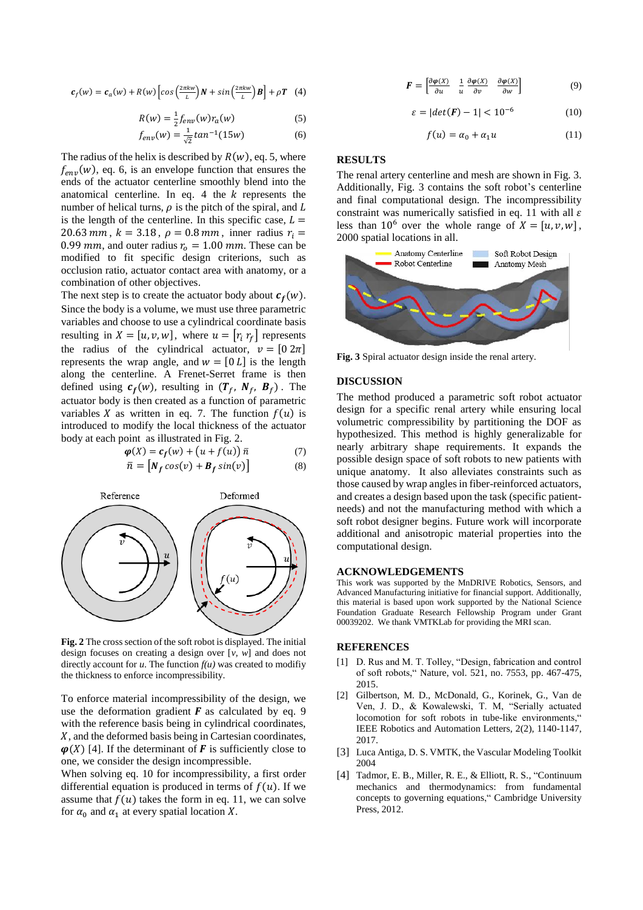$$c_f(w) = c_a(w) + R(w)\left[cos\left(\frac{2\pi kw}{L}\right)\boldsymbol{N} + sin\left(\frac{2\pi kw}{L}\right)\boldsymbol{B}\right] + \rho \boldsymbol{T} \quad (4)$$

$$R(w) = \frac{1}{2} f_{env}(w) r_a(w) \quad (5)$$

$$f_{env}(w) = \frac{1}{\sqrt{2}} tan^{-1}(15w) \quad (6)$$

The radius of the helix is described by $R(w)$, eq. 5, where $f_{env}(w)$, eq. 6, is an envelope function that ensures the ends of the actuator centerline smoothly blend into the anatomical centerline. In eq. 4 the $k$ represents the number of helical turns, $\rho$ is the pitch of the spiral, and $L$ is the length of the centerline. In this specific case, $L = 20.63\ mm$, $k = 3.18$, $\rho = 0.8\ mm$, inner radius $r_i = 0.99\ mm$, and outer radius $r_o = 1.00\ mm$. These can be modified to fit specific design criterions, such as occlusion ratio, actuator contact area with anatomy, or a combination of other objectives.

The next step is to create the actuator body about $c_f(w)$. Since the body is a volume, we must use three parametric variables and choose to use a cylindrical coordinate basis resulting in $X = [u, v, w]$, where $u = [r_i\ r_f]$ represents the radius of the cylindrical actuator, $v = [0\ 2\pi]$ represents the wrap angle, and $w = [0\ L]$ is the length along the centerline. A Frenet-Serret frame is then defined using $c_f(w)$, resulting in $(\boldsymbol{T}_f, \boldsymbol{N}_f, \boldsymbol{B}_f)$. The actuator body is then created as a function of parametric variables $X$ as written in eq. 7. The function $f(u)$ is introduced to modify the local thickness of the actuator body at each point as illustrated in Fig. 2.

$$\boldsymbol{\varphi}(X) = \boldsymbol{c}_f(w) + \left(u + f(u)\right)\bar{n} \quad (7)$$

$$\bar{n} = \left[\boldsymbol{N}_f\, cos(v) + \boldsymbol{B}_f\, sin(v)\right] \quad (8)$$

Reference

Deformed

$v$

$u$

$f(u)$

**Fig. 2** The cross section of the soft robot is displayed. The initial design focuses on creating a design over [$v$, $w$] and does not directly account for $u$. The function $f(u)$ was created to modifiy the thickness to enforce incompressibility.

To enforce material incompressibility of the design, we use the deformation gradient $\boldsymbol{F}$ as calculated by eq. 9 with the reference basis being in cylindrical coordinates, $X$, and the deformed basis being in Cartesian coordinates, $\boldsymbol{\varphi}(X)$ [4]. If the determinant of $\boldsymbol{F}$ is sufficiently close to one, we consider the design incompressible.

When solving eq. 10 for incompressibility, a first order differential equation is produced in terms of $f(u)$. If we assume that $f(u)$ takes the form in eq. 11, we can solve for $\alpha_0$ and $\alpha_1$ at every spatial location $X$.

$$\boldsymbol{F} = \left[\frac{\partial \boldsymbol{\varphi}(X)}{\partial u} \quad \frac{1}{u}\frac{\partial \boldsymbol{\varphi}(X)}{\partial v} \quad \frac{\partial \boldsymbol{\varphi}(X)}{\partial w}\right] \quad (9)$$

$$\varepsilon = |det(\boldsymbol{F}) - 1| < 10^{-6} \quad (10)$$

$$f(u) = \alpha_0 + \alpha_1 u \quad (11)$$

## RESULTS

The renal artery centerline and mesh are shown in Fig. 3. Additionally, Fig. 3 contains the soft robot's centerline and final computational design. The incompressibility constraint was numerically satisfied in eq. 11 with all $\varepsilon$ less than $10^6$ over the whole range of $X = [u, v, w]$, 2000 spatial locations in all.

Anatomy Centerline

Robot Centerline

Soft Robot Design

Anatomy Mesh

**Fig. 3** Spiral actuator design inside the renal artery.

## DISCUSSION

The method produced a parametric soft robot actuator design for a specific renal artery while ensuring local volumetric compressibility by partitioning the DOF as hypothesized. This method is highly generalizable for nearly arbitrary shape requirements. It expands the possible design space of soft robots to new patients with unique anatomy. It also alleviates constraints such as those caused by wrap angles in fiber-reinforced actuators, and creates a design based upon the task (specific patient-needs) and not the manufacturing method with which a soft robot designer begins. Future work will incorporate additional and anisotropic material properties into the computational design.

## ACKNOWLEDGEMENTS

This work was supported by the MnDRIVE Robotics, Sensors, and Advanced Manufacturing initiative for financial support. Additionally, this material is based upon work supported by the National Science Foundation Graduate Research Fellowship Program under Grant 00039202. We thank VMTKLab for providing the MRI scan.

## REFERENCES

[1] D. Rus and M. T. Tolley, "Design, fabrication and control of soft robots," Nature, vol. 521, no. 7553, pp. 467-475, 2015.

[2] Gilbertson, M. D., McDonald, G., Korinek, G., Van de Ven, J. D., & Kowalewski, T. M, "Serially actuated locomotion for soft robots in tube-like environments," IEEE Robotics and Automation Letters, 2(2), 1140-1147, 2017.

[3] Luca Antiga, D. S. VMTK, the Vascular Modeling Toolkit 2004

[4] Tadmor, E. B., Miller, R. E., & Elliott, R. S., "Continuum mechanics and thermodynamics: from fundamental concepts to governing equations," Cambridge University Press, 2012.